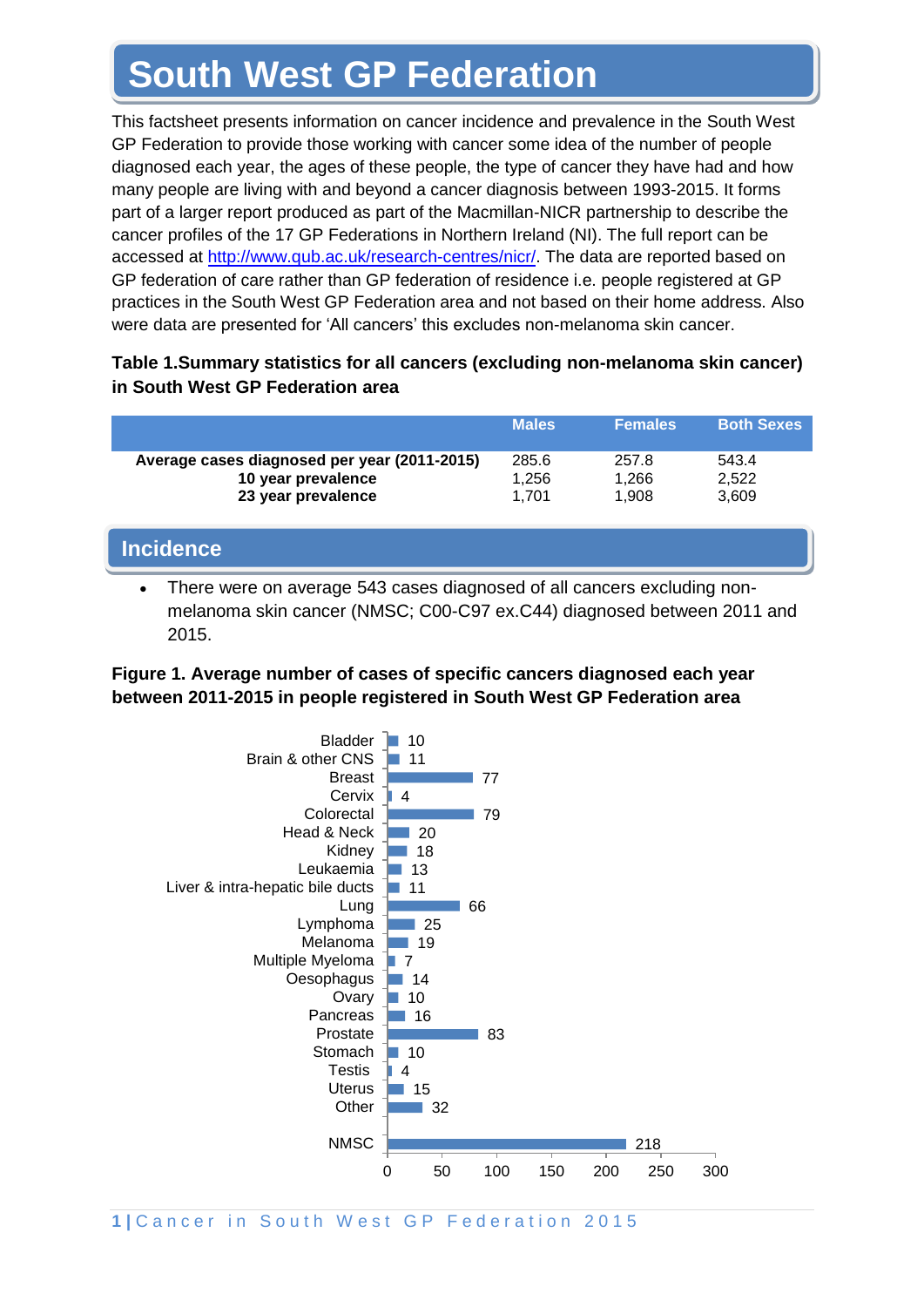# South West GP Federation

This factsheet presents information on cancer incidence and prevalence in the South West GP Federation to provide those working with cancer some idea of the number of people diagnosed each year, the ages of these people, the type of cancer they have had and how many people are living with and beyond a cancer diagnosis between 1993-2015. It forms part of a larger report produced as part of the Macmillan-NICR partnership to describe the cancer profiles of the 17 GP Federations in Northern Ireland (NI). The full report can be accessed at http://www.qub.ac.uk/research-centres/nicr/. The data are reported based on GP federation of care rather than GP federation of residence i.e. people registered at GP practices in the South West GP Federation area and not based on their home address. Also were data are presented for 'All cancers' this excludes non-melanoma skin cancer.

**Table 1.Summary statistics for all cancers (excluding non-melanoma skin cancer) in South West GP Federation area**

| | Males | Females | Both Sexes |
|---|---|---|---|
| **Average cases diagnosed per year (2011-2015)** | 285.6 | 257.8 | 543.4 |
| **10 year prevalence** | 1,256 | 1,266 | 2,522 |
| **23 year prevalence** | 1,701 | 1,908 | 3,609 |

## Incidence

- There were on average 543 cases diagnosed of all cancers excluding non-melanoma skin cancer (NMSC; C00-C97 ex.C44) diagnosed between 2011 and 2015.

**Figure 1. Average number of cases of specific cancers diagnosed each year between 2011-2015 in people registered in South West GP Federation area**

| Cancer | Average cases |
|---|---|
| Bladder | 10 |
| Brain & other CNS | 11 |
| Breast | 77 |
| Cervix | 4 |
| Colorectal | 79 |
| Head & Neck | 20 |
| Kidney | 18 |
| Leukaemia | 13 |
| Liver & intra-hepatic bile ducts | 11 |
| Lung | 66 |
| Lymphoma | 25 |
| Melanoma | 19 |
| Multiple Myeloma | 7 |
| Oesophagus | 14 |
| Ovary | 10 |
| Pancreas | 16 |
| Prostate | 83 |
| Stomach | 10 |
| Testis | 4 |
| Uterus | 15 |
| Other | 32 |
| NMSC | 218 |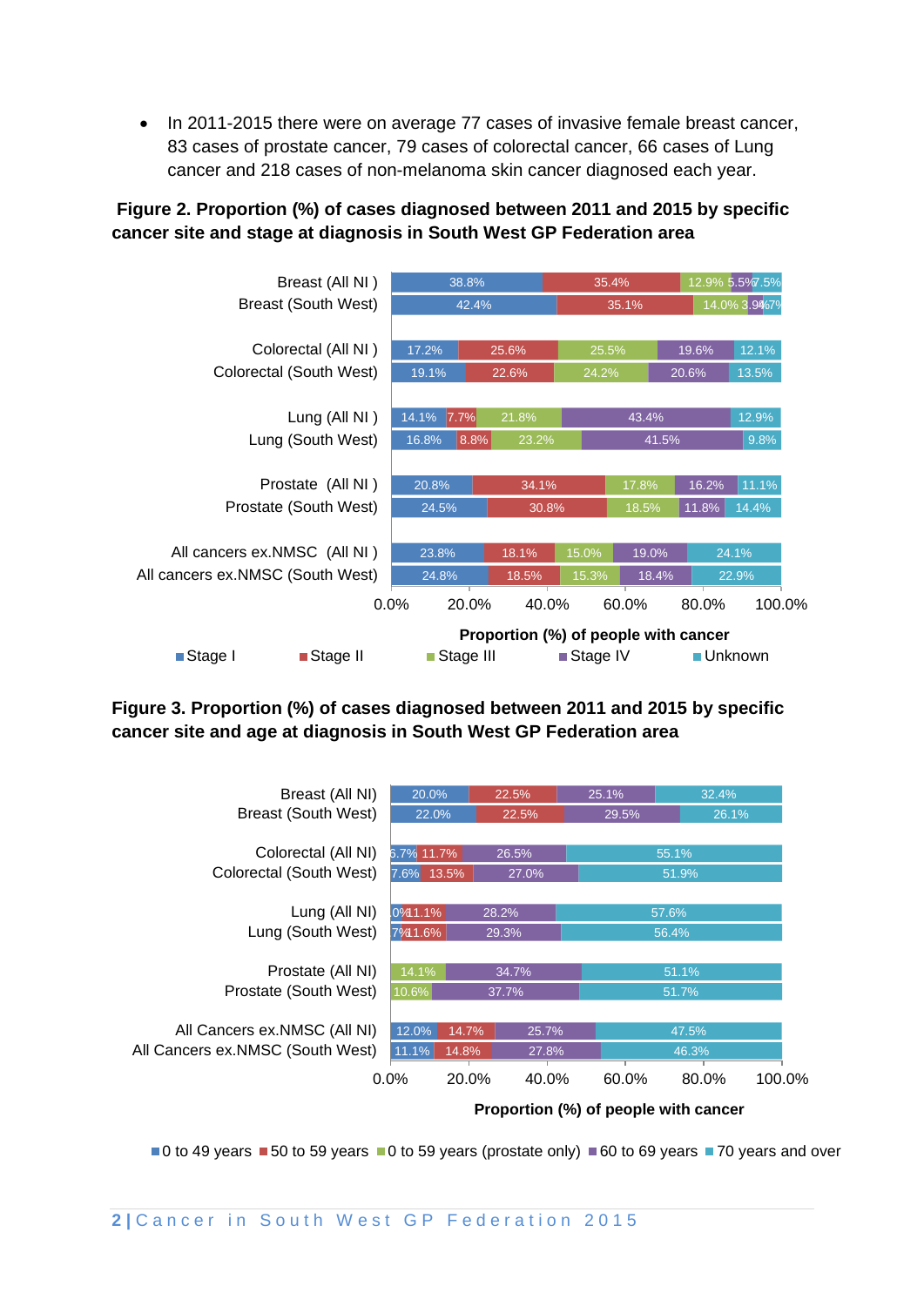- In 2011-2015 there were on average 77 cases of invasive female breast cancer, 83 cases of prostate cancer, 79 cases of colorectal cancer, 66 cases of Lung cancer and 218 cases of non-melanoma skin cancer diagnosed each year.

**Figure 2. Proportion (%) of cases diagnosed between 2011 and 2015 by specific cancer site and stage at diagnosis in South West GP Federation area**

| | Stage I | Stage II | Stage III | Stage IV | Unknown |
|---|---|---|---|---|---|
| Breast (All NI ) | 38.8% | 35.4% | 12.9% | 5.5% | 7.5% |
| Breast (South West) | 42.4% | 35.1% | 14.0% | 3.9% | 4.7% |
| Colorectal (All NI ) | 17.2% | 25.6% | 25.5% | 19.6% | 12.1% |
| Colorectal (South West) | 19.1% | 22.6% | 24.2% | 20.6% | 13.5% |
| Lung (All NI ) | 14.1% | 7.7% | 21.8% | 43.4% | 12.9% |
| Lung (South West) | 16.8% | 8.8% | 23.2% | 41.5% | 9.8% |
| Prostate (All NI ) | 20.8% | 34.1% | 17.8% | 16.2% | 11.1% |
| Prostate (South West) | 24.5% | 30.8% | 18.5% | 11.8% | 14.4% |
| All cancers ex.NMSC (All NI ) | 23.8% | 18.1% | 15.0% | 19.0% | 24.1% |
| All cancers ex.NMSC (South West) | 24.8% | 18.5% | 15.3% | 18.4% | 22.9% |

Proportion (%) of people with cancer

**Figure 3. Proportion (%) of cases diagnosed between 2011 and 2015 by specific cancer site and age at diagnosis in South West GP Federation area**

| | 0 to 49 years | 50 to 59 years | 0 to 59 years (prostate only) | 60 to 69 years | 70 years and over |
|---|---|---|---|---|---|
| Breast (All NI) | 20.0% | 22.5% | | 25.1% | 32.4% |
| Breast (South West) | 22.0% | 22.5% | | 29.5% | 26.1% |
| Colorectal (All NI) | 6.7% | 11.7% | | 26.5% | 55.1% |
| Colorectal (South West) | 7.6% | 13.5% | | 27.0% | 51.9% |
| Lung (All NI) | 3.0% | 11.1% | | 28.2% | 57.6% |
| Lung (South West) | 2.7% | 11.6% | | 29.3% | 56.4% |
| Prostate (All NI) | | | 14.1% | 34.7% | 51.1% |
| Prostate (South West) | | | 10.6% | 37.7% | 51.7% |
| All Cancers ex.NMSC (All NI) | 12.0% | 14.7% | | 25.7% | 47.5% |
| All Cancers ex.NMSC (South West) | 11.1% | 14.8% | | 27.8% | 46.3% |

Proportion (%) of people with cancer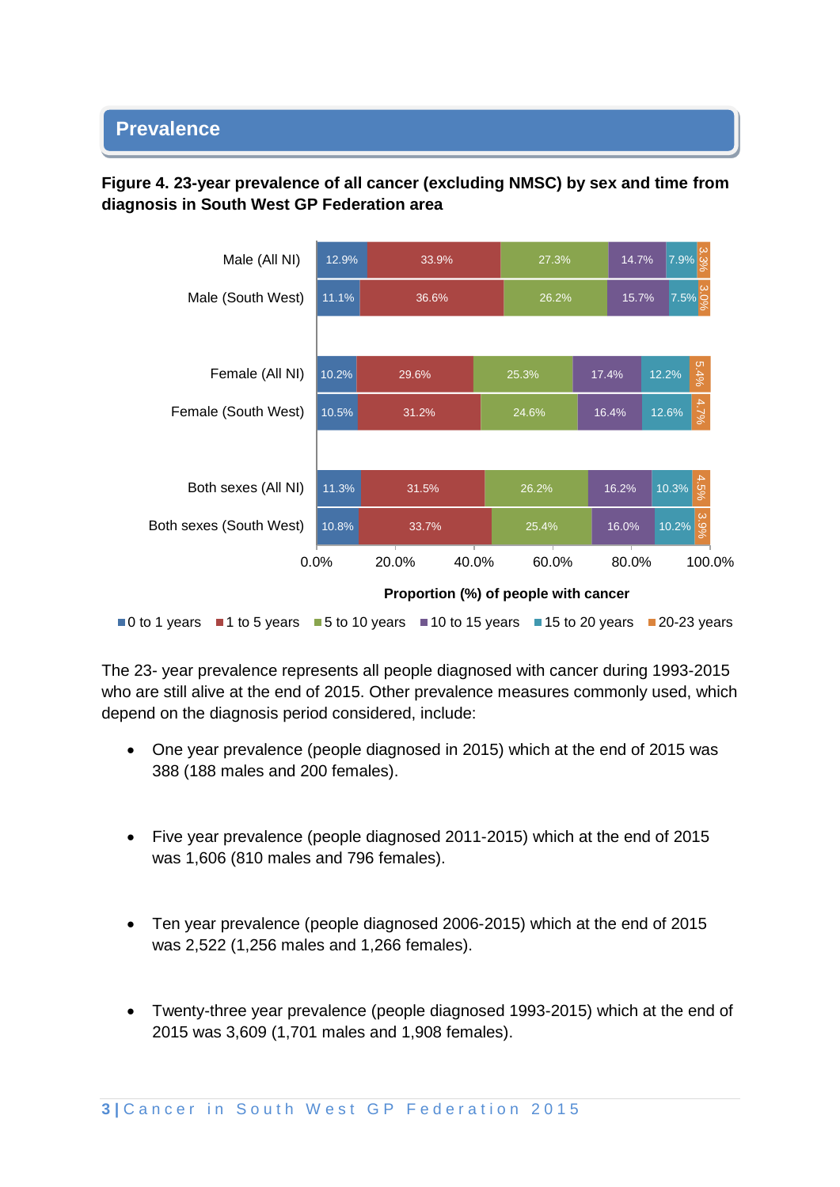## Prevalence

**Figure 4. 23-year prevalence of all cancer (excluding NMSC) by sex and time from diagnosis in South West GP Federation area**

| | 0 to 1 years | 1 to 5 years | 5 to 10 years | 10 to 15 years | 15 to 20 years | 20-23 years |
|---|---|---|---|---|---|---|
| Male (All NI) | 12.9% | 33.9% | 27.3% | 14.7% | 7.9% | 3.3% |
| Male (South West) | 11.1% | 36.6% | 26.2% | 15.7% | 7.5% | 3.0% |
| Female (All NI) | 10.2% | 29.6% | 25.3% | 17.4% | 12.2% | 5.4% |
| Female (South West) | 10.5% | 31.2% | 24.6% | 16.4% | 12.6% | 4.7% |
| Both sexes (All NI) | 11.3% | 31.5% | 26.2% | 16.2% | 10.3% | 4.5% |
| Both sexes (South West) | 10.8% | 33.7% | 25.4% | 16.0% | 10.2% | 3.9% |

Proportion (%) of people with cancer

The 23- year prevalence represents all people diagnosed with cancer during 1993-2015 who are still alive at the end of 2015. Other prevalence measures commonly used, which depend on the diagnosis period considered, include:

- One year prevalence (people diagnosed in 2015) which at the end of 2015 was 388 (188 males and 200 females).

- Five year prevalence (people diagnosed 2011-2015) which at the end of 2015 was 1,606 (810 males and 796 females).

- Ten year prevalence (people diagnosed 2006-2015) which at the end of 2015 was 2,522 (1,256 males and 1,266 females).

- Twenty-three year prevalence (people diagnosed 1993-2015) which at the end of 2015 was 3,609 (1,701 males and 1,908 females).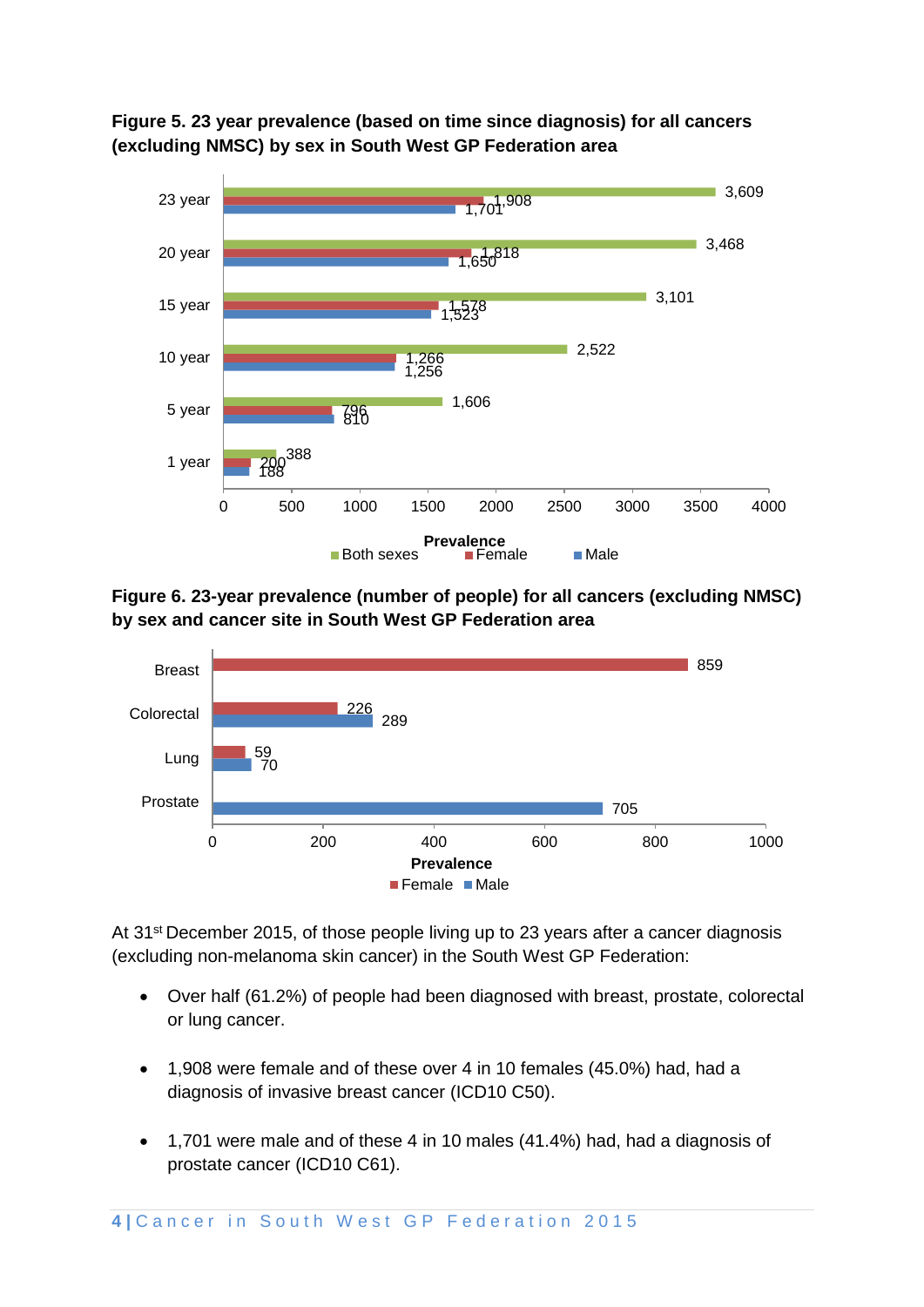**Figure 5. 23 year prevalence (based on time since diagnosis) for all cancers (excluding NMSC) by sex in South West GP Federation area**

| Time since diagnosis | Both sexes | Female | Male |
|---|---|---|---|
| 23 year | 3,609 | 1,908 | 1,701 |
| 20 year | 3,468 | 1,818 | 1,650 |
| 15 year | 3,101 | 1,578 | 1,523 |
| 10 year | 2,522 | 1,266 | 1,256 |
| 5 year | 1,606 | 796 | 810 |
| 1 year | 388 | 200 | 188 |

**Figure 6. 23-year prevalence (number of people) for all cancers (excluding NMSC) by sex and cancer site in South West GP Federation area**

| Cancer site | Female | Male |
|---|---|---|
| Breast | 859 | |
| Colorectal | 226 | 289 |
| Lung | 59 | 70 |
| Prostate | | 705 |

At 31st December 2015, of those people living up to 23 years after a cancer diagnosis (excluding non-melanoma skin cancer) in the South West GP Federation:

- Over half (61.2%) of people had been diagnosed with breast, prostate, colorectal or lung cancer.
- 1,908 were female and of these over 4 in 10 females (45.0%) had, had a diagnosis of invasive breast cancer (ICD10 C50).
- 1,701 were male and of these 4 in 10 males (41.4%) had, had a diagnosis of prostate cancer (ICD10 C61).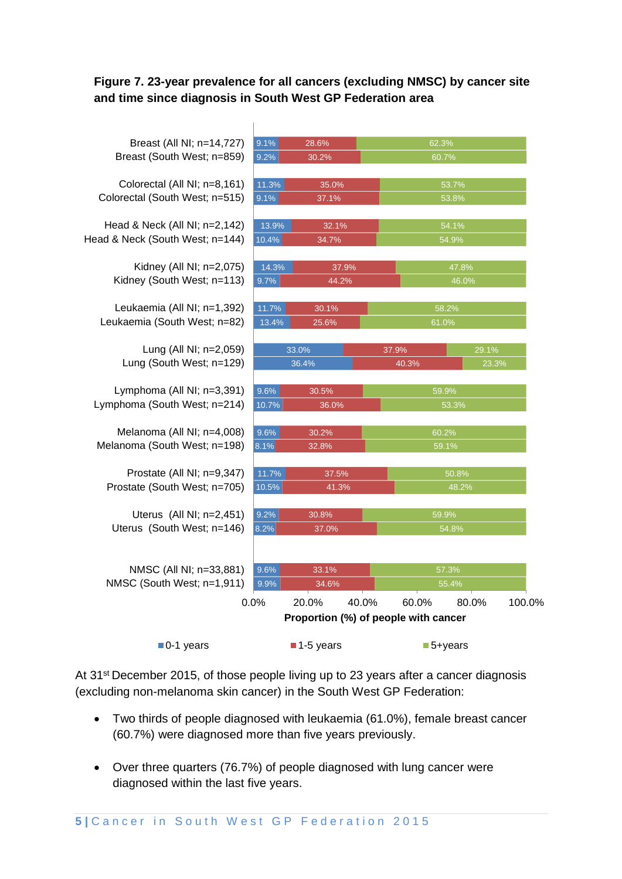**Figure 7. 23-year prevalence for all cancers (excluding NMSC) by cancer site and time since diagnosis in South West GP Federation area**

| Cancer site | 0-1 years | 1-5 years | 5+years |
|---|---|---|---|
| Breast (All NI; n=14,727) | 9.1% | 28.6% | 62.3% |
| Breast (South West; n=859) | 9.2% | 30.2% | 60.7% |
| Colorectal (All NI; n=8,161) | 11.3% | 35.0% | 53.7% |
| Colorectal (South West; n=515) | 9.1% | 37.1% | 53.8% |
| Head & Neck (All NI; n=2,142) | 13.9% | 32.1% | 54.1% |
| Head & Neck (South West; n=144) | 10.4% | 34.7% | 54.9% |
| Kidney (All NI; n=2,075) | 14.3% | 37.9% | 47.8% |
| Kidney (South West; n=113) | 9.7% | 44.2% | 46.0% |
| Leukaemia (All NI; n=1,392) | 11.7% | 30.1% | 58.2% |
| Leukaemia (South West; n=82) | 13.4% | 25.6% | 61.0% |
| Lung (All NI; n=2,059) | 33.0% | 37.9% | 29.1% |
| Lung (South West; n=129) | 36.4% | 40.3% | 23.3% |
| Lymphoma (All NI; n=3,391) | 9.6% | 30.5% | 59.9% |
| Lymphoma (South West; n=214) | 10.7% | 36.0% | 53.3% |
| Melanoma (All NI; n=4,008) | 9.6% | 30.2% | 60.2% |
| Melanoma (South West; n=198) | 8.1% | 32.8% | 59.1% |
| Prostate (All NI; n=9,347) | 11.7% | 37.5% | 50.8% |
| Prostate (South West; n=705) | 10.5% | 41.3% | 48.2% |
| Uterus (All NI; n=2,451) | 9.2% | 30.8% | 59.9% |
| Uterus (South West; n=146) | 8.2% | 37.0% | 54.8% |
| NMSC (All NI; n=33,881) | 9.6% | 33.1% | 57.3% |
| NMSC (South West; n=1,911) | 9.9% | 34.6% | 55.4% |

Proportion (%) of people with cancer

At 31st December 2015, of those people living up to 23 years after a cancer diagnosis (excluding non-melanoma skin cancer) in the South West GP Federation:

- Two thirds of people diagnosed with leukaemia (61.0%), female breast cancer (60.7%) were diagnosed more than five years previously.

- Over three quarters (76.7%) of people diagnosed with lung cancer were diagnosed within the last five years.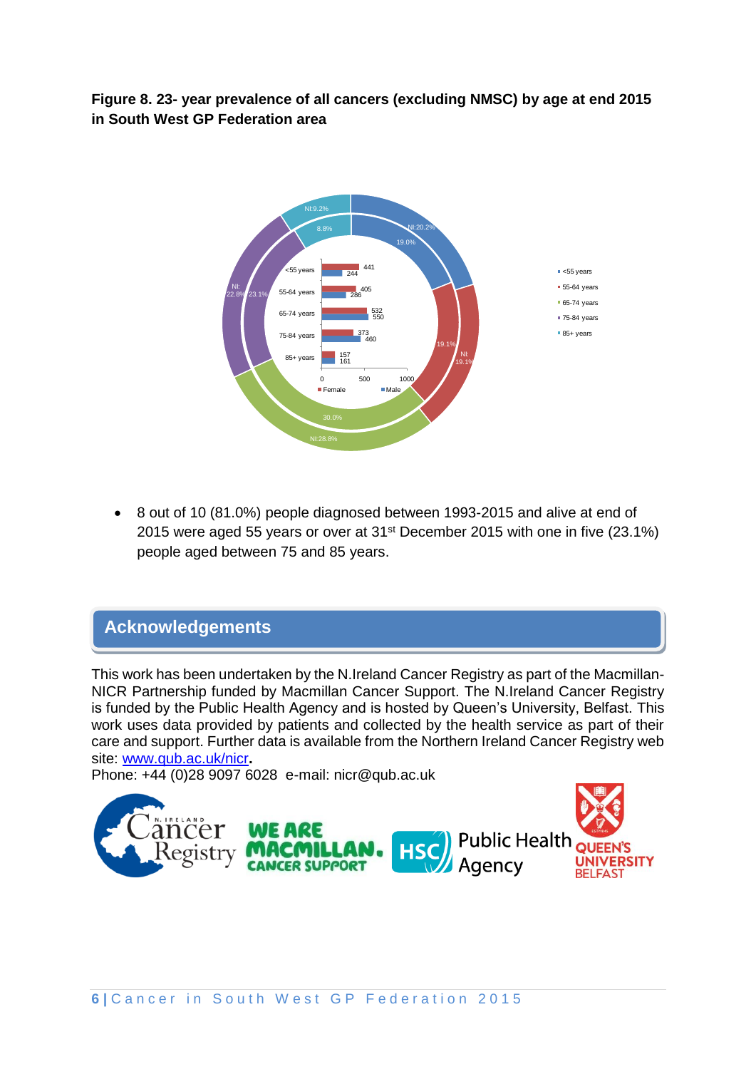**Figure 8. 23- year prevalence of all cancers (excluding NMSC) by age at end 2015 in South West GP Federation area**

NI:9.2%
8.8%
NI:20.2%
19.0%
NI:
22.8%
23.1%
19.1%
NI:
19.1%
30.0%
NI:28.8%

<55 years 441 244
55-64 years 405 286
65-74 years 532 550
75-84 years 373 460
85+ years 157 161
0 500 1000
Female Male

<55 years
55-64 years
65-74 years
75-84 years
85+ years

- 8 out of 10 (81.0%) people diagnosed between 1993-2015 and alive at end of 2015 were aged 55 years or over at 31st December 2015 with one in five (23.1%) people aged between 75 and 85 years.

## Acknowledgements

This work has been undertaken by the N.Ireland Cancer Registry as part of the Macmillan-NICR Partnership funded by Macmillan Cancer Support. The N.Ireland Cancer Registry is funded by the Public Health Agency and is hosted by Queen's University, Belfast. This work uses data provided by patients and collected by the health service as part of their care and support. Further data is available from the Northern Ireland Cancer Registry web site: [www.qub.ac.uk/nicr](http://www.qub.ac.uk/nicr)**.**
Phone: +44 (0)28 9097 6028 e-mail: nicr@qub.ac.uk